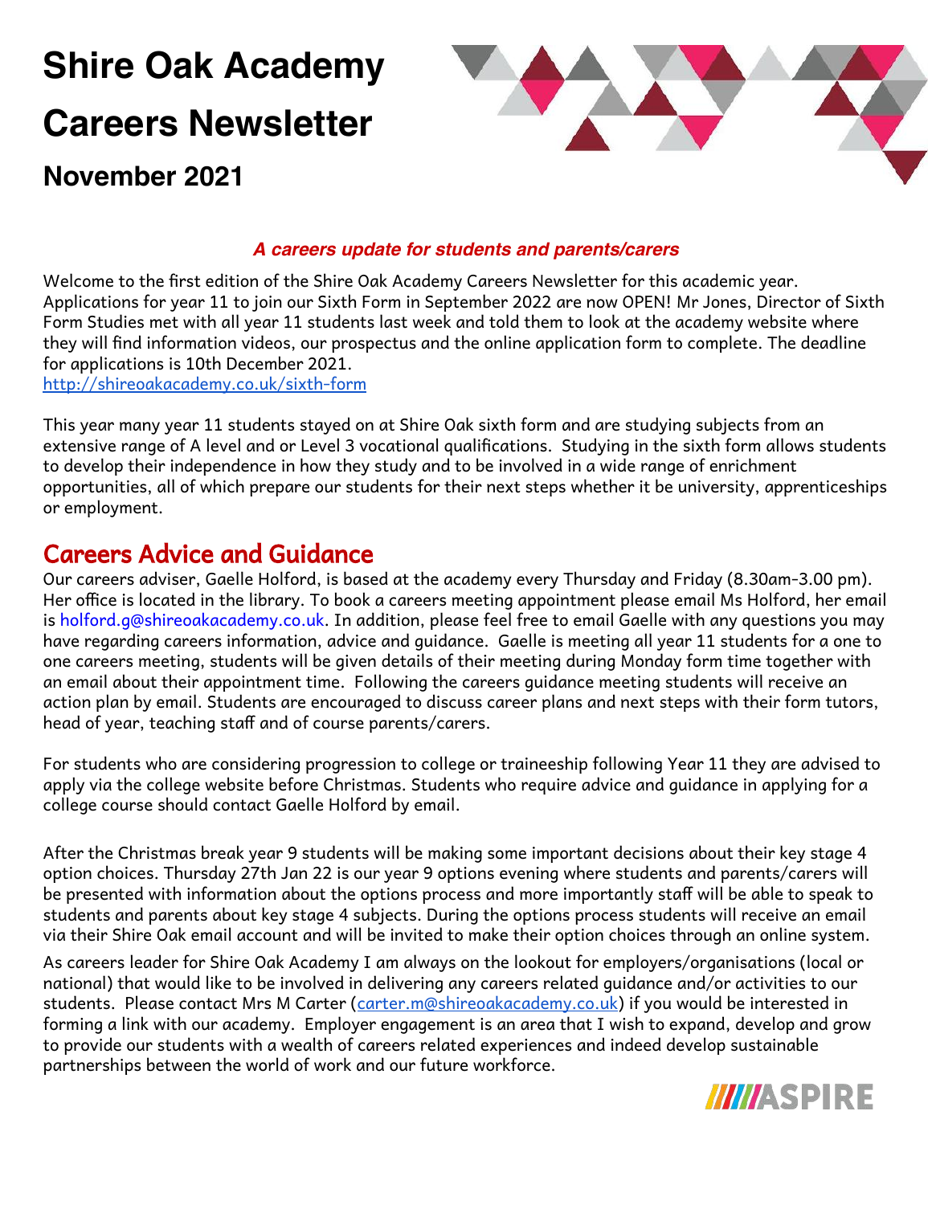# Shire Oak Academy

# Careers Newsletter

## November 2021

***A careers update for students and parents/carers***

Welcome to the first edition of the Shire Oak Academy Careers Newsletter for this academic year. Applications for year 11 to join our Sixth Form in September 2022 are now OPEN! Mr Jones, Director of Sixth Form Studies met with all year 11 students last week and told them to look at the academy website where they will find information videos, our prospectus and the online application form to complete. The deadline for applications is 10th December 2021.
http://shireoakacademy.co.uk/sixth-form

This year many year 11 students stayed on at Shire Oak sixth form and are studying subjects from an extensive range of A level and or Level 3 vocational qualifications. Studying in the sixth form allows students to develop their independence in how they study and to be involved in a wide range of enrichment opportunities, all of which prepare our students for their next steps whether it be university, apprenticeships or employment.

## Careers Advice and Guidance

Our careers adviser, Gaelle Holford, is based at the academy every Thursday and Friday (8.30am-3.00 pm). Her office is located in the library. To book a careers meeting appointment please email Ms Holford, her email is holford.g@shireoakacademy.co.uk. In addition, please feel free to email Gaelle with any questions you may have regarding careers information, advice and guidance. Gaelle is meeting all year 11 students for a one to one careers meeting, students will be given details of their meeting during Monday form time together with an email about their appointment time. Following the careers guidance meeting students will receive an action plan by email. Students are encouraged to discuss career plans and next steps with their form tutors, head of year, teaching staff and of course parents/carers.

For students who are considering progression to college or traineeship following Year 11 they are advised to apply via the college website before Christmas. Students who require advice and guidance in applying for a college course should contact Gaelle Holford by email.

After the Christmas break year 9 students will be making some important decisions about their key stage 4 option choices. Thursday 27th Jan 22 is our year 9 options evening where students and parents/carers will be presented with information about the options process and more importantly staff will be able to speak to students and parents about key stage 4 subjects. During the options process students will receive an email via their Shire Oak email account and will be invited to make their option choices through an online system.

As careers leader for Shire Oak Academy I am always on the lookout for employers/organisations (local or national) that would like to be involved in delivering any careers related guidance and/or activities to our students. Please contact Mrs M Carter (carter.m@shireoakacademy.co.uk) if you would be interested in forming a link with our academy. Employer engagement is an area that I wish to expand, develop and grow to provide our students with a wealth of careers related experiences and indeed develop sustainable partnerships between the world of work and our future workforce.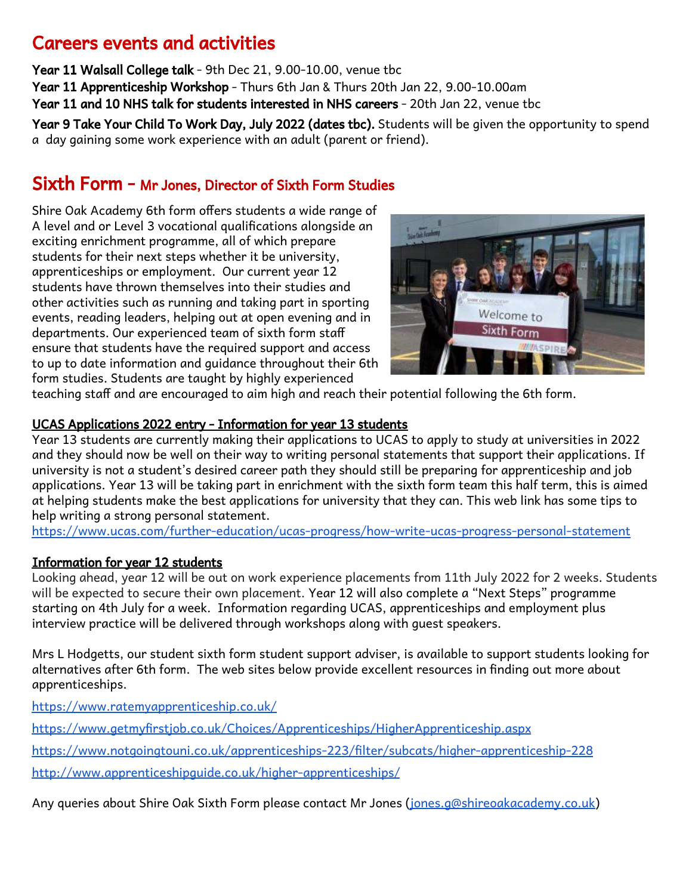## Careers events and activities

**Year 11 Walsall College talk** - 9th Dec 21, 9.00-10.00, venue tbc
**Year 11 Apprenticeship Workshop** - Thurs 6th Jan & Thurs 20th Jan 22, 9.00-10.00am
**Year 11 and 10 NHS talk for students interested in NHS careers** - 20th Jan 22, venue tbc

**Year 9 Take Your Child To Work Day, July 2022 (dates tbc).** Students will be given the opportunity to spend a day gaining some work experience with an adult (parent or friend).

## Sixth Form - Mr Jones, Director of Sixth Form Studies

Shire Oak Academy 6th form offers students a wide range of A level and or Level 3 vocational qualifications alongside an exciting enrichment programme, all of which prepare students for their next steps whether it be university, apprenticeships or employment. Our current year 12 students have thrown themselves into their studies and other activities such as running and taking part in sporting events, reading leaders, helping out at open evening and in departments. Our experienced team of sixth form staff ensure that students have the required support and access to up to date information and guidance throughout their 6th form studies. Students are taught by highly experienced teaching staff and are encouraged to aim high and reach their potential following the 6th form.

### UCAS Applications 2022 entry - Information for year 13 students

Year 13 students are currently making their applications to UCAS to apply to study at universities in 2022 and they should now be well on their way to writing personal statements that support their applications. If university is not a student's desired career path they should still be preparing for apprenticeship and job applications. Year 13 will be taking part in enrichment with the sixth form team this half term, this is aimed at helping students make the best applications for university that they can. This web link has some tips to help writing a strong personal statement.
https://www.ucas.com/further-education/ucas-progress/how-write-ucas-progress-personal-statement

### Information for year 12 students

Looking ahead, year 12 will be out on work experience placements from 11th July 2022 for 2 weeks. Students will be expected to secure their own placement. Year 12 will also complete a "Next Steps" programme starting on 4th July for a week. Information regarding UCAS, apprenticeships and employment plus interview practice will be delivered through workshops along with guest speakers.

Mrs L Hodgetts, our student sixth form student support adviser, is available to support students looking for alternatives after 6th form. The web sites below provide excellent resources in finding out more about apprenticeships.

https://www.ratemyapprenticeship.co.uk/

https://www.getmyfirstjob.co.uk/Choices/Apprenticeships/HigherApprenticeship.aspx

https://www.notgoingtouni.co.uk/apprenticeships-223/filter/subcats/higher-apprenticeship-228

http://www.apprenticeshipguide.co.uk/higher-apprenticeships/

Any queries about Shire Oak Sixth Form please contact Mr Jones (jones.g@shireoakacademy.co.uk)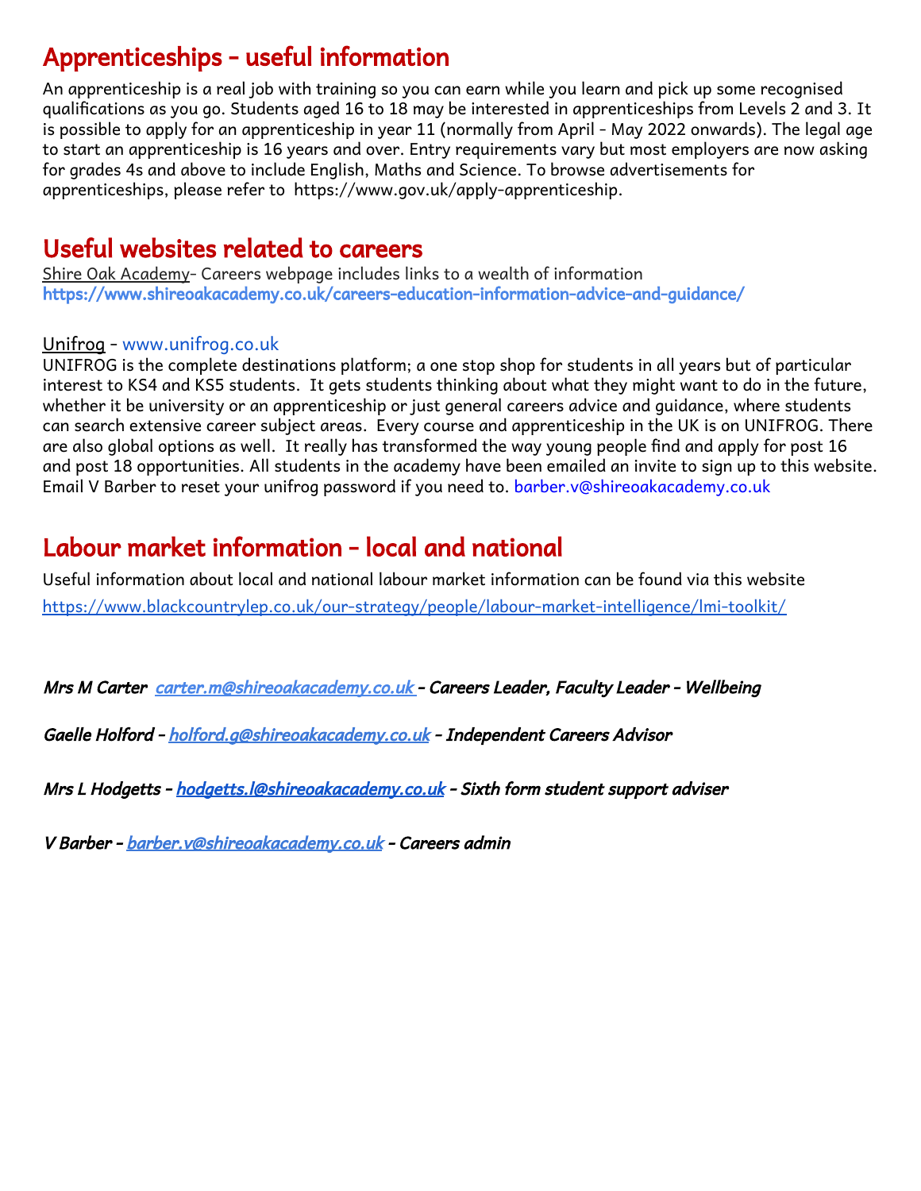## Apprenticeships - useful information

An apprenticeship is a real job with training so you can earn while you learn and pick up some recognised qualifications as you go. Students aged 16 to 18 may be interested in apprenticeships from Levels 2 and 3. It is possible to apply for an apprenticeship in year 11 (normally from April - May 2022 onwards). The legal age to start an apprenticeship is 16 years and over. Entry requirements vary but most employers are now asking for grades 4s and above to include English, Maths and Science. To browse advertisements for apprenticeships, please refer to https://www.gov.uk/apply-apprenticeship.

## Useful websites related to careers

Shire Oak Academy- Careers webpage includes links to a wealth of information
https://www.shireoakacademy.co.uk/careers-education-information-advice-and-guidance/

Unifrog - www.unifrog.co.uk
UNIFROG is the complete destinations platform; a one stop shop for students in all years but of particular interest to KS4 and KS5 students. It gets students thinking about what they might want to do in the future, whether it be university or an apprenticeship or just general careers advice and guidance, where students can search extensive career subject areas. Every course and apprenticeship in the UK is on UNIFROG. There are also global options as well. It really has transformed the way young people find and apply for post 16 and post 18 opportunities. All students in the academy have been emailed an invite to sign up to this website. Email V Barber to reset your unifrog password if you need to. barber.v@shireoakacademy.co.uk

## Labour market information – local and national

Useful information about local and national labour market information can be found via this website
https://www.blackcountrylep.co.uk/our-strategy/people/labour-market-intelligence/lmi-toolkit/

***Mrs M Carter carter.m@shireoakacademy.co.uk - Careers Leader, Faculty Leader - Wellbeing***

***Gaelle Holford - holford.g@shireoakacademy.co.uk - Independent Careers Advisor***

***Mrs L Hodgetts - hodgetts.l@shireoakacademy.co.uk - Sixth form student support adviser***

***V Barber - barber.v@shireoakacademy.co.uk - Careers admin***